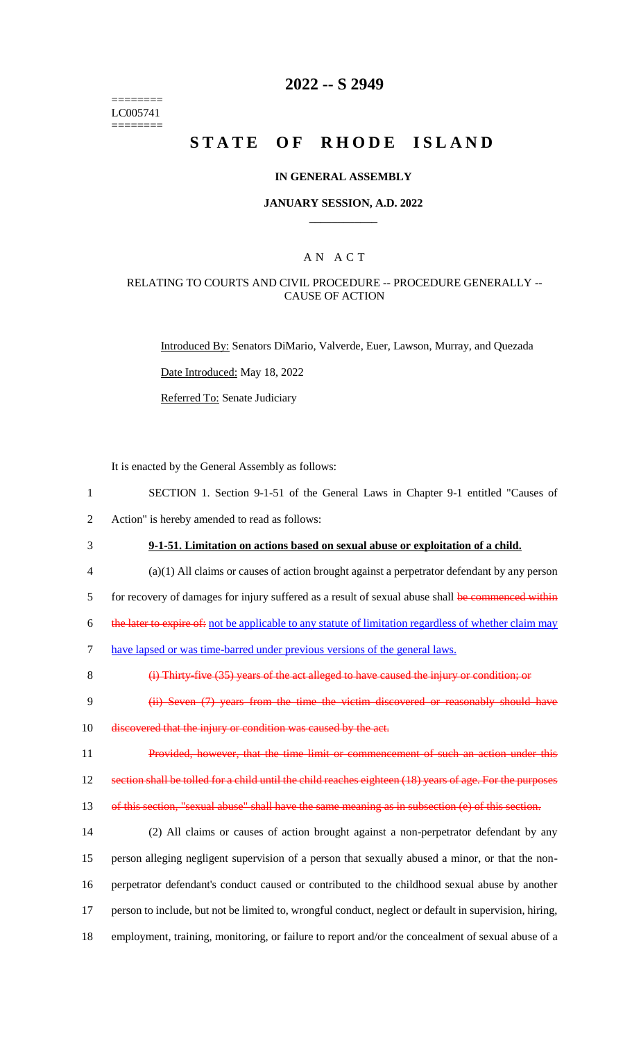========
LC005741
========

# 2022 -- S 2949

# STATE OF RHODE ISLAND

### IN GENERAL ASSEMBLY

### JANUARY SESSION, A.D. 2022

## A N A C T

### RELATING TO COURTS AND CIVIL PROCEDURE -- PROCEDURE GENERALLY -- CAUSE OF ACTION

Introduced By: Senators DiMario, Valverde, Euer, Lawson, Murray, and Quezada

Date Introduced: May 18, 2022

Referred To: Senate Judiciary

It is enacted by the General Assembly as follows:

1 SECTION 1. Section 9-1-51 of the General Laws in Chapter 9-1 entitled "Causes of
2 Action" is hereby amended to read as follows:

3 **9-1-51. Limitation on actions based on sexual abuse or exploitation of a child.**

4 (a)(1) All claims or causes of action brought against a perpetrator defendant by any person
5 for recovery of damages for injury suffered as a result of sexual abuse shall ~~be commenced within~~
6 ~~the later to expire of:~~ not be applicable to any statute of limitation regardless of whether claim may
7 have lapsed or was time-barred under previous versions of the general laws.

8 ~~(i) Thirty-five (35) years of the act alleged to have caused the injury or condition; or~~

9 ~~(ii) Seven (7) years from the time the victim discovered or reasonably should have~~
10 ~~discovered that the injury or condition was caused by the act.~~

11 ~~Provided, however, that the time limit or commencement of such an action under this~~
12 ~~section shall be tolled for a child until the child reaches eighteen (18) years of age. For the purposes~~
13 ~~of this section, "sexual abuse" shall have the same meaning as in subsection (e) of this section.~~

14 (2) All claims or causes of action brought against a non-perpetrator defendant by any
15 person alleging negligent supervision of a person that sexually abused a minor, or that the non-
16 perpetrator defendant's conduct caused or contributed to the childhood sexual abuse by another
17 person to include, but not be limited to, wrongful conduct, neglect or default in supervision, hiring,
18 employment, training, monitoring, or failure to report and/or the concealment of sexual abuse of a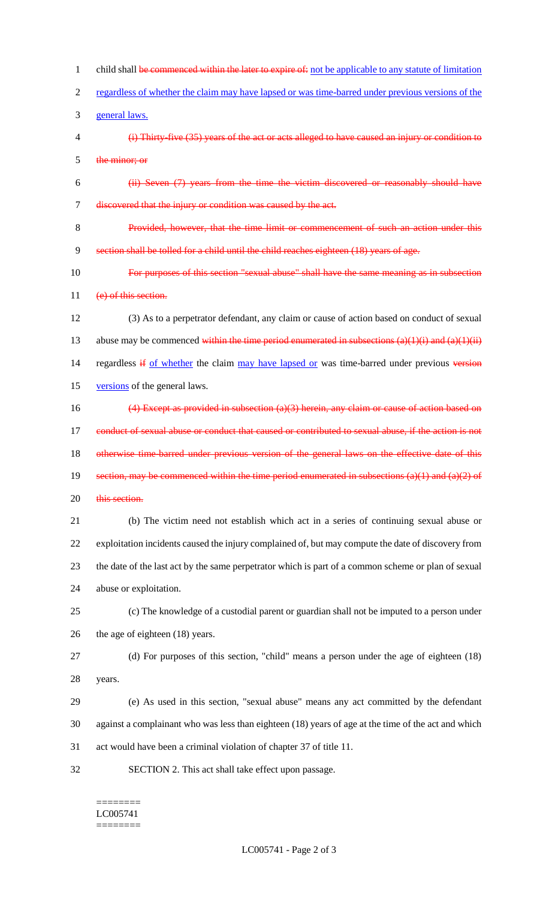child shall ~~be commenced within the later to expire of:~~ <u>not be applicable to any statute of limitation regardless of whether the claim may have lapsed or was time-barred under previous versions of the general laws.</u>

~~(i) Thirty-five (35) years of the act or acts alleged to have caused an injury or condition to the minor; or~~

~~(ii) Seven (7) years from the time the victim discovered or reasonably should have discovered that the injury or condition was caused by the act.~~

~~Provided, however, that the time limit or commencement of such an action under this section shall be tolled for a child until the child reaches eighteen (18) years of age.~~

~~For purposes of this section "sexual abuse" shall have the same meaning as in subsection (e) of this section.~~

(3) As to a perpetrator defendant, any claim or cause of action based on conduct of sexual abuse may be commenced ~~within the time period enumerated in subsections (a)(1)(i) and (a)(1)(ii)~~ regardless ~~if~~ <u>of whether</u> the claim <u>may have lapsed or</u> was time-barred under previous ~~version~~ <u>versions</u> of the general laws.

~~(4) Except as provided in subsection (a)(3) herein, any claim or cause of action based on conduct of sexual abuse or conduct that caused or contributed to sexual abuse, if the action is not otherwise time-barred under previous version of the general laws on the effective date of this section, may be commenced within the time period enumerated in subsections (a)(1) and (a)(2) of this section.~~

(b) The victim need not establish which act in a series of continuing sexual abuse or exploitation incidents caused the injury complained of, but may compute the date of discovery from the date of the last act by the same perpetrator which is part of a common scheme or plan of sexual abuse or exploitation.

(c) The knowledge of a custodial parent or guardian shall not be imputed to a person under the age of eighteen (18) years.

(d) For purposes of this section, "child" means a person under the age of eighteen (18) years.

(e) As used in this section, "sexual abuse" means any act committed by the defendant against a complainant who was less than eighteen (18) years of age at the time of the act and which act would have been a criminal violation of chapter 37 of title 11.

SECTION 2. This act shall take effect upon passage.

========
LC005741
========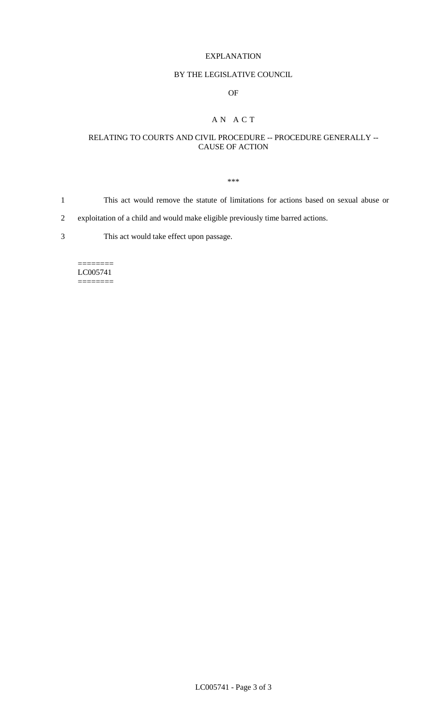EXPLANATION

BY THE LEGISLATIVE COUNCIL

OF

# A N A C T

RELATING TO COURTS AND CIVIL PROCEDURE -- PROCEDURE GENERALLY -- CAUSE OF ACTION

\*\*\*

1 This act would remove the statute of limitations for actions based on sexual abuse or
2 exploitation of a child and would make eligible previously time barred actions.
3 This act would take effect upon passage.

========
LC005741
========